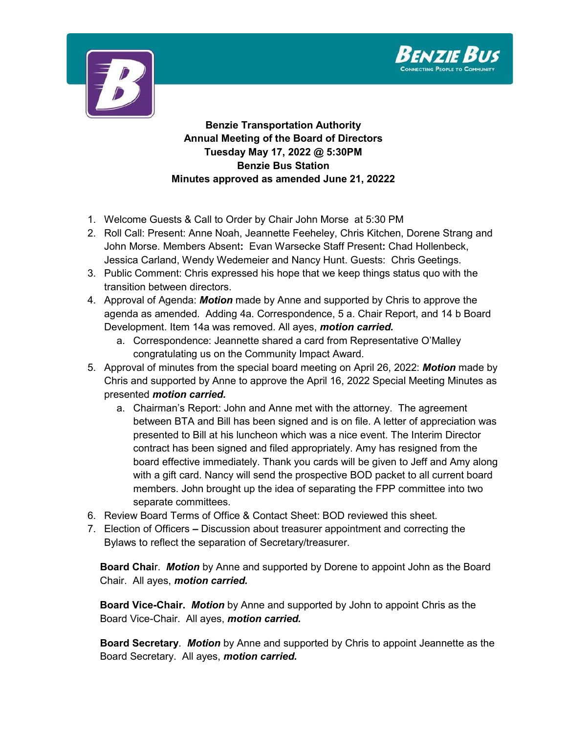**Benzie Transportation Authority**
**Annual Meeting of the Board of Directors**
**Tuesday May 17, 2022 @ 5:30PM**
**Benzie Bus Station**
**Minutes approved as amended June 21, 20222**

1. Welcome Guests & Call to Order by Chair John Morse at 5:30 PM
2. Roll Call: Present: Anne Noah, Jeannette Feeheley, Chris Kitchen, Dorene Strang and John Morse. Members Absent**:** Evan Warsecke Staff Present**:** Chad Hollenbeck, Jessica Carland, Wendy Wedemeier and Nancy Hunt. Guests: Chris Geetings.
3. Public Comment: Chris expressed his hope that we keep things status quo with the transition between directors.
4. Approval of Agenda: ***Motion*** made by Anne and supported by Chris to approve the agenda as amended. Adding 4a. Correspondence, 5 a. Chair Report, and 14 b Board Development. Item 14a was removed. All ayes, ***motion carried.***
   a. Correspondence: Jeannette shared a card from Representative O'Malley congratulating us on the Community Impact Award.
5. Approval of minutes from the special board meeting on April 26, 2022: ***Motion*** made by Chris and supported by Anne to approve the April 16, 2022 Special Meeting Minutes as presented ***motion carried.***
   a. Chairman's Report: John and Anne met with the attorney. The agreement between BTA and Bill has been signed and is on file. A letter of appreciation was presented to Bill at his luncheon which was a nice event. The Interim Director contract has been signed and filed appropriately. Amy has resigned from the board effective immediately. Thank you cards will be given to Jeff and Amy along with a gift card. Nancy will send the prospective BOD packet to all current board members. John brought up the idea of separating the FPP committee into two separate committees.
6. Review Board Terms of Office & Contact Sheet: BOD reviewed this sheet.
7. Election of Officers **–** Discussion about treasurer appointment and correcting the Bylaws to reflect the separation of Secretary/treasurer.

   **Board Chai**r. ***Motion*** by Anne and supported by Dorene to appoint John as the Board Chair. All ayes, ***motion carried.***

   **Board Vice-Chair.** ***Motion*** by Anne and supported by John to appoint Chris as the Board Vice-Chair. All ayes, ***motion carried.***

   **Board Secretary**. ***Motion*** by Anne and supported by Chris to appoint Jeannette as the Board Secretary. All ayes, ***motion carried.***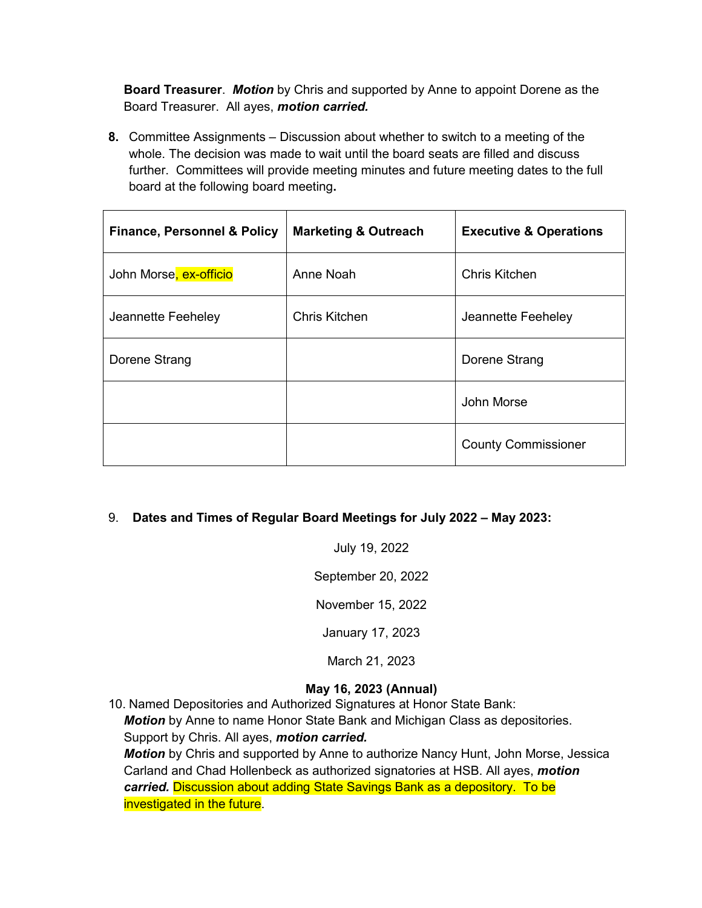**Board Treasurer**. ***Motion*** by Chris and supported by Anne to appoint Dorene as the Board Treasurer. All ayes, ***motion carried.***

**8.** Committee Assignments – Discussion about whether to switch to a meeting of the whole. The decision was made to wait until the board seats are filled and discuss further. Committees will provide meeting minutes and future meeting dates to the full board at the following board meeting**.**

| **Finance, Personnel & Policy** | **Marketing & Outreach** | **Executive & Operations** |
|---|---|---|
| John Morse, ex-officio | Anne Noah | Chris Kitchen |
| Jeannette Feeheley | Chris Kitchen | Jeannette Feeheley |
| Dorene Strang | | Dorene Strang |
| | | John Morse |
| | | County Commissioner |

9. **Dates and Times of Regular Board Meetings for July 2022 – May 2023:**

July 19, 2022

September 20, 2022

November 15, 2022

January 17, 2023

March 21, 2023

**May 16, 2023 (Annual)**

10. Named Depositories and Authorized Signatures at Honor State Bank:
***Motion*** by Anne to name Honor State Bank and Michigan Class as depositories. Support by Chris. All ayes, ***motion carried.***
***Motion*** by Chris and supported by Anne to authorize Nancy Hunt, John Morse, Jessica Carland and Chad Hollenbeck as authorized signatories at HSB. All ayes, ***motion carried.*** Discussion about adding State Savings Bank as a depository. To be investigated in the future.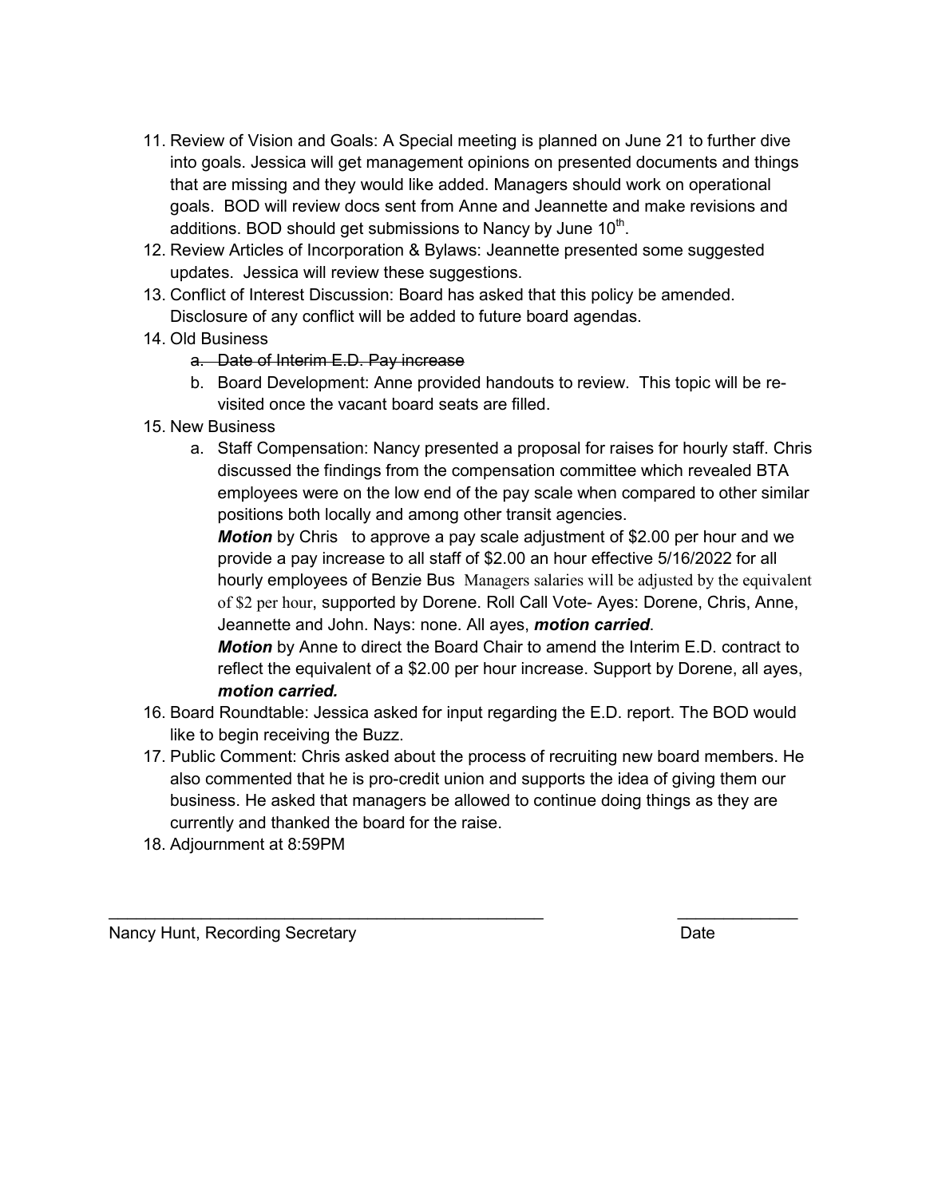11. Review of Vision and Goals: A Special meeting is planned on June 21 to further dive into goals. Jessica will get management opinions on presented documents and things that are missing and they would like added. Managers should work on operational goals. BOD will review docs sent from Anne and Jeannette and make revisions and additions. BOD should get submissions to Nancy by June 10th.
12. Review Articles of Incorporation & Bylaws: Jeannette presented some suggested updates. Jessica will review these suggestions.
13. Conflict of Interest Discussion: Board has asked that this policy be amended. Disclosure of any conflict will be added to future board agendas.
14. Old Business
    a. ~~Date of Interim E.D. Pay increase~~
    b. Board Development: Anne provided handouts to review. This topic will be re-visited once the vacant board seats are filled.
15. New Business
    a. Staff Compensation: Nancy presented a proposal for raises for hourly staff. Chris discussed the findings from the compensation committee which revealed BTA employees were on the low end of the pay scale when compared to other similar positions both locally and among other transit agencies.

       ***Motion*** by Chris to approve a pay scale adjustment of $2.00 per hour and we provide a pay increase to all staff of $2.00 an hour effective 5/16/2022 for all hourly employees of Benzie Bus Managers salaries will be adjusted by the equivalent of $2 per hour, supported by Dorene. Roll Call Vote- Ayes: Dorene, Chris, Anne, Jeannette and John. Nays: none. All ayes, ***motion carried***.

       ***Motion*** by Anne to direct the Board Chair to amend the Interim E.D. contract to reflect the equivalent of a $2.00 per hour increase. Support by Dorene, all ayes, ***motion carried.***
16. Board Roundtable: Jessica asked for input regarding the E.D. report. The BOD would like to begin receiving the Buzz.
17. Public Comment: Chris asked about the process of recruiting new board members. He also commented that he is pro-credit union and supports the idea of giving them our business. He asked that managers be allowed to continue doing things as they are currently and thanked the board for the raise.
18. Adjournment at 8:59PM

_______________________________________________ _____________

Nancy Hunt, Recording Secretary Date